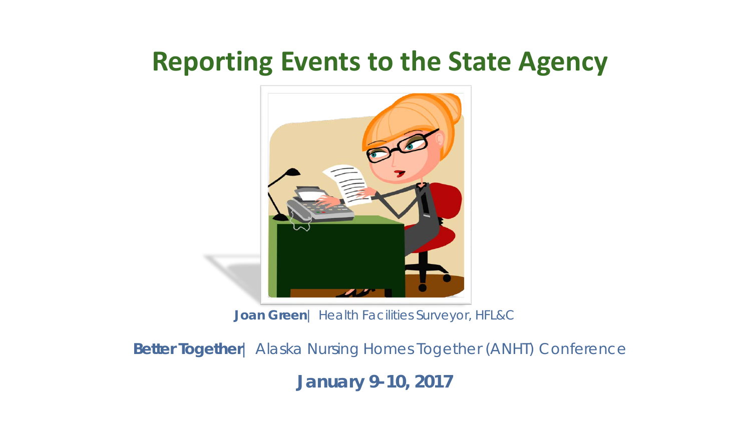# Reporting Events to the State Agency

**Joan Green** | Health Facilities Surveyor, HFL&C

**Better Together** | Alaska Nursing Homes Together (ANHT) Conference

**January 9-10, 2017**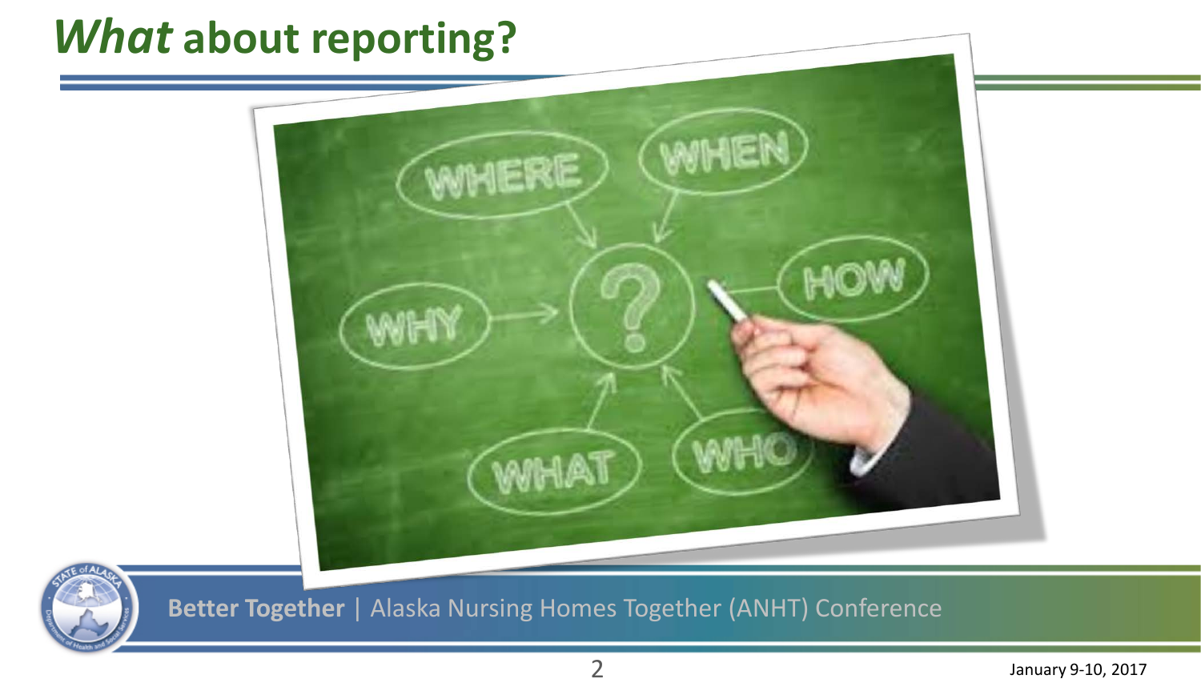# *What* about reporting?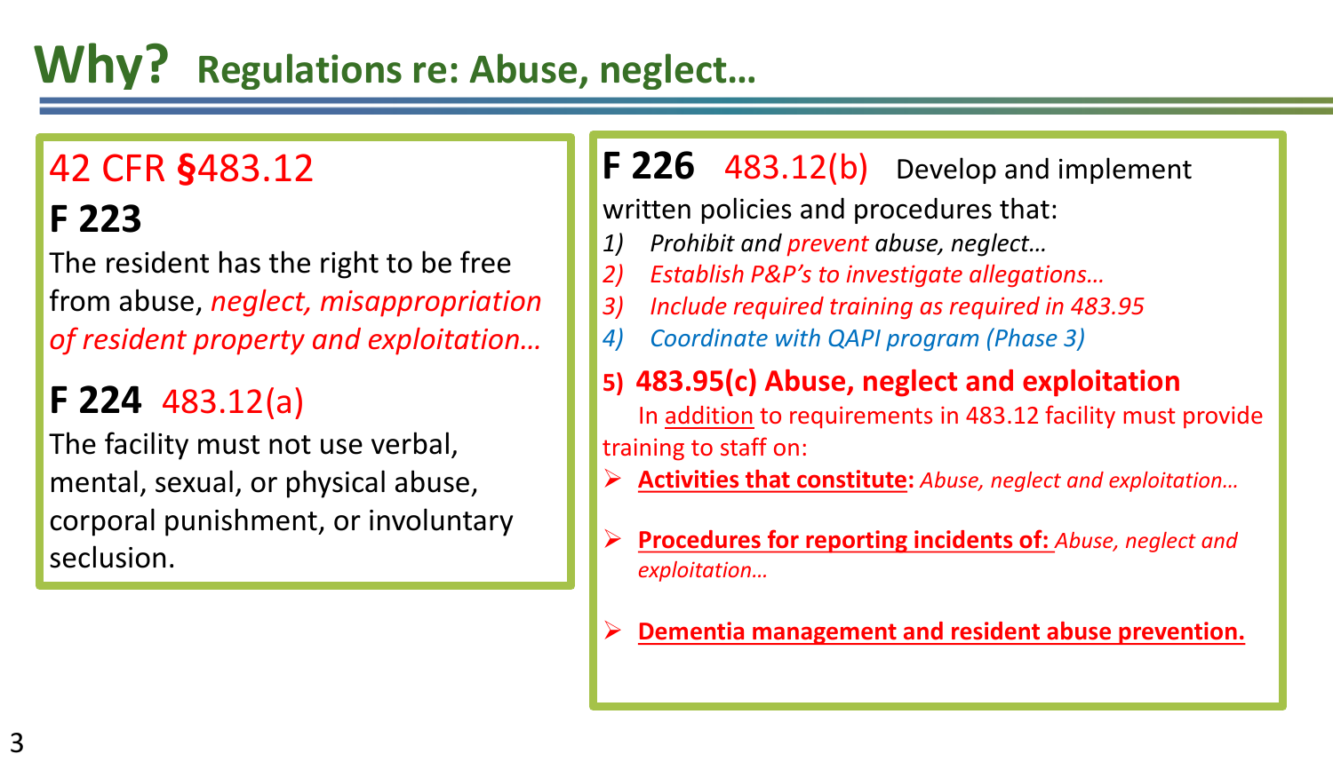# Why? Regulations re: Abuse, neglect…

## 42 CFR §483.12

### F 223

The resident has the right to be free from abuse, *neglect, misappropriation of resident property and exploitation…*

### F 224 483.12(a)

The facility must not use verbal, mental, sexual, or physical abuse, corporal punishment, or involuntary seclusion.

### F 226 483.12(b) Develop and implement written policies and procedures that:

1) *Prohibit and prevent abuse, neglect…*
2) *Establish P&P's to investigate allegations…*
3) *Include required training as required in 483.95*
4) *Coordinate with QAPI program (Phase 3)*
5) **483.95(c) Abuse, neglect and exploitation**

   In addition to requirements in 483.12 facility must provide training to staff on:

   - **Activities that constitute:** *Abuse, neglect and exploitation…*
   - **Procedures for reporting incidents of:** *Abuse, neglect and exploitation…*
   - **Dementia management and resident abuse prevention.**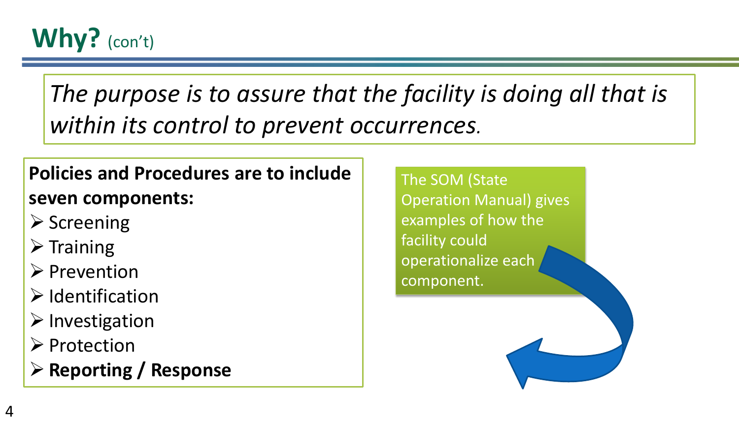# Why? (con't)

*The purpose is to assure that the facility is doing all that is within its control to prevent occurrences.*

**Policies and Procedures are to include seven components:**

- Screening
- Training
- Prevention
- Identification
- Investigation
- Protection
- **Reporting / Response**

The SOM (State Operation Manual) gives examples of how the facility could operationalize each component.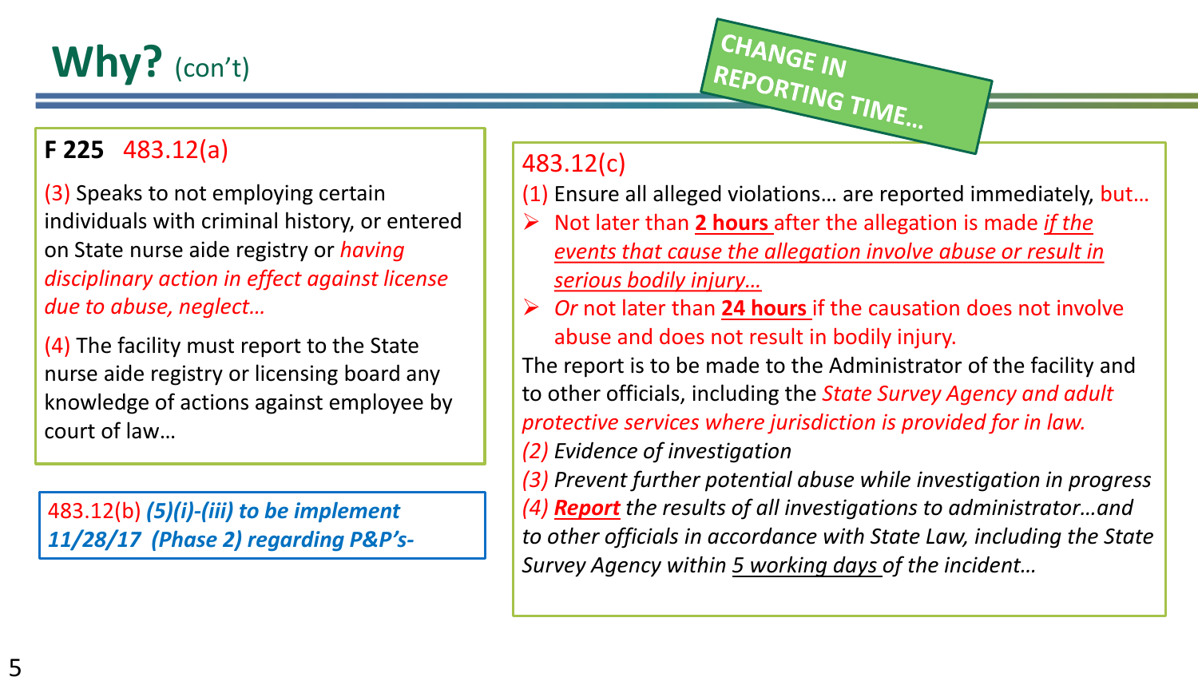# Why? (con't)

**CHANGE IN REPORTING TIME…**

**F 225** 483.12(a)

(3) Speaks to not employing certain individuals with criminal history, or entered on State nurse aide registry or *having disciplinary action in effect against license due to abuse, neglect…*

(4) The facility must report to the State nurse aide registry or licensing board any knowledge of actions against employee by court of law…

483.12(b) ***(5)(i)-(iii) to be implement 11/28/17 (Phase 2) regarding P&P's-***

483.12(c)

(1) Ensure all alleged violations… are reported immediately, but…

- Not later than **2 hours** after the allegation is made *if the events that cause the allegation involve abuse or result in serious bodily injury…*
- *Or* not later than **24 hours** if the causation does not involve abuse and does not result in bodily injury.

The report is to be made to the Administrator of the facility and to other officials, including the *State Survey Agency and adult protective services where jurisdiction is provided for in law.*

*(2) Evidence of investigation*

*(3) Prevent further potential abuse while investigation in progress*

*(4)* ***Report*** *the results of all investigations to administrator…and to other officials in accordance with State Law, including the State Survey Agency within 5 working days of the incident…*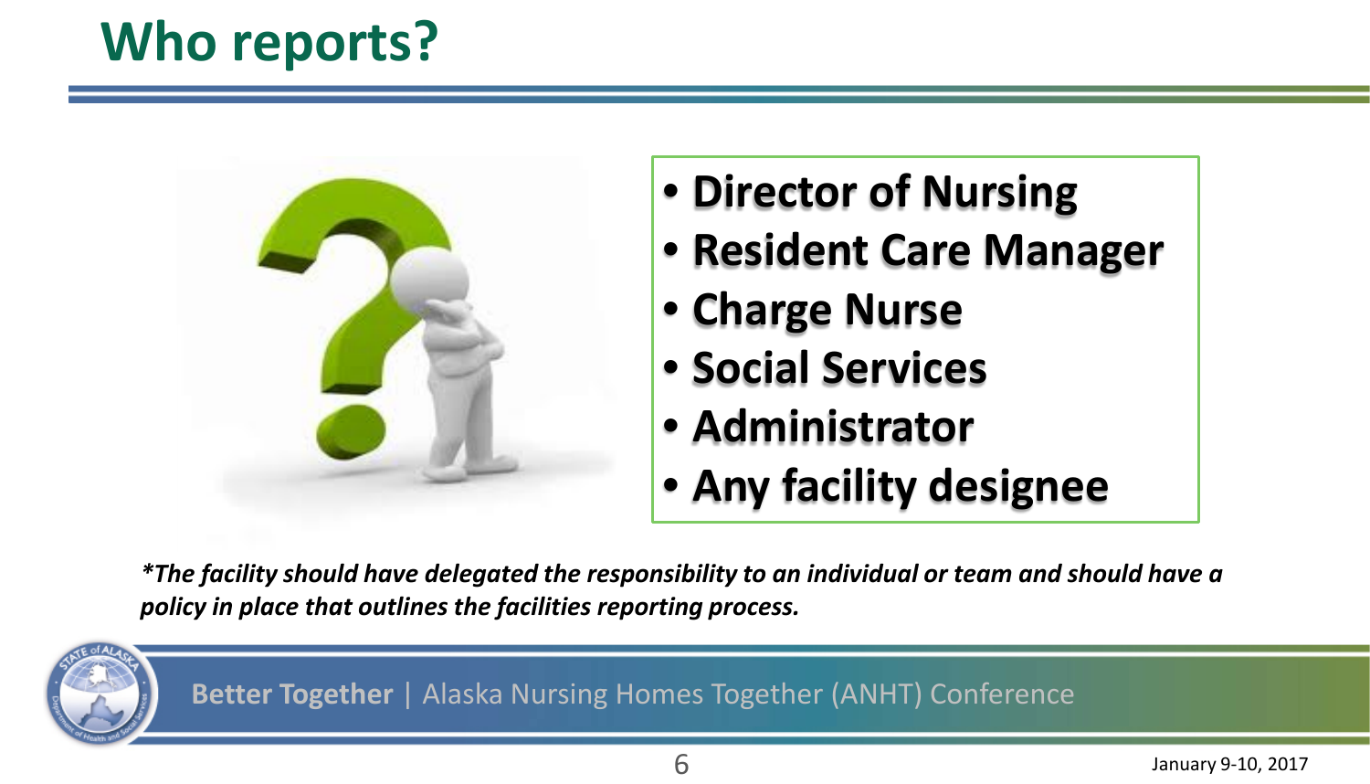# Who reports?

- Director of Nursing
- Resident Care Manager
- Charge Nurse
- Social Services
- Administrator
- Any facility designee

***The facility should have delegated the responsibility to an individual or team and should have a policy in place that outlines the facilities reporting process.***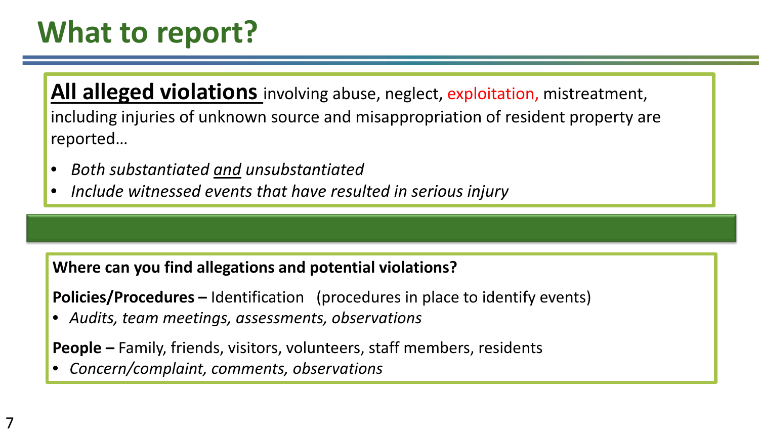# What to report?

**All alleged violations** involving abuse, neglect, exploitation, mistreatment, including injuries of unknown source and misappropriation of resident property are reported…

- *Both substantiated and unsubstantiated*
- *Include witnessed events that have resulted in serious injury*

**Where can you find allegations and potential violations?**

**Policies/Procedures –** Identification (procedures in place to identify events)

- *Audits, team meetings, assessments, observations*

**People –** Family, friends, visitors, volunteers, staff members, residents

- *Concern/complaint, comments, observations*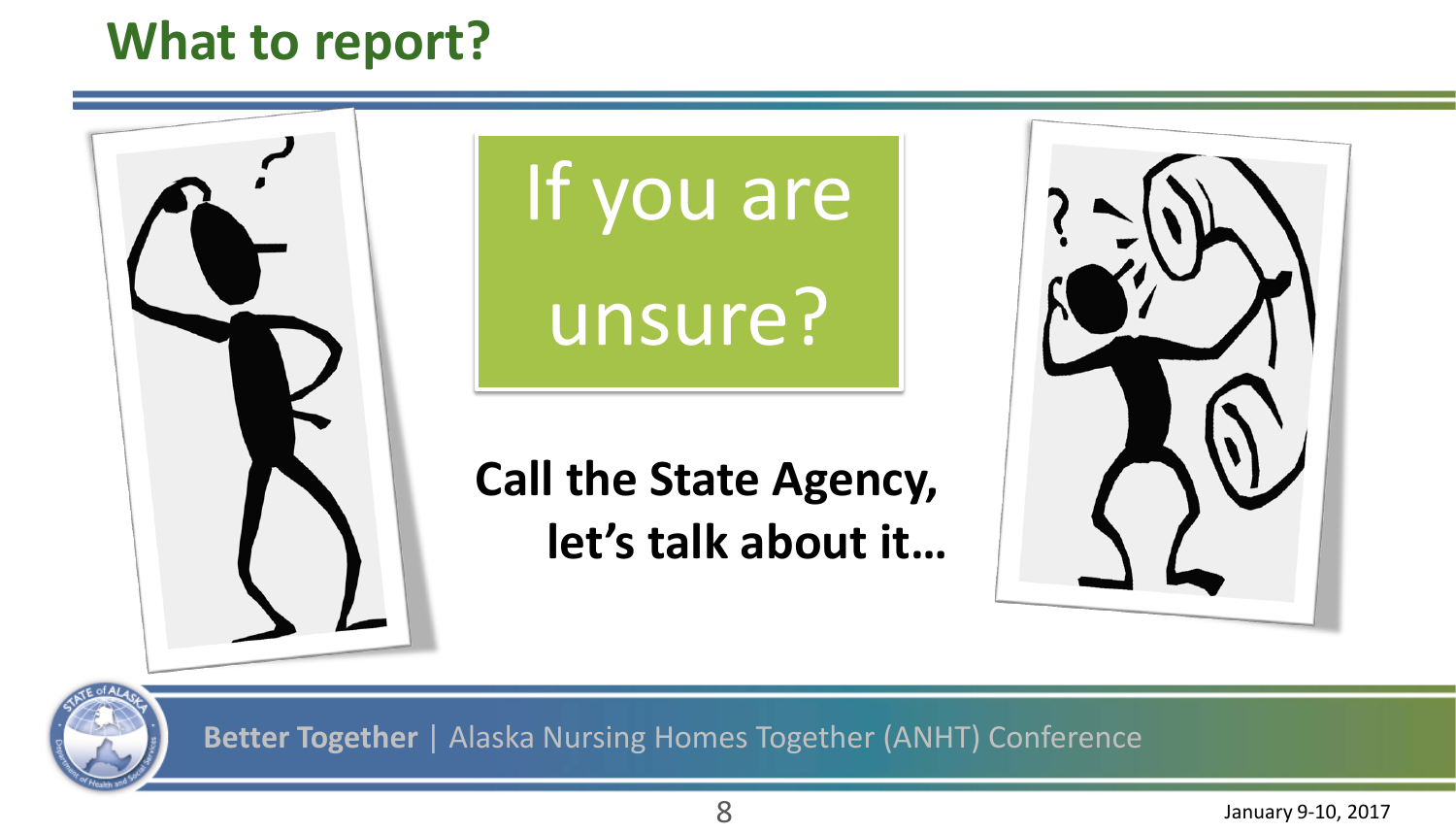# What to report?

If you are unsure?

**Call the State Agency, let's talk about it…**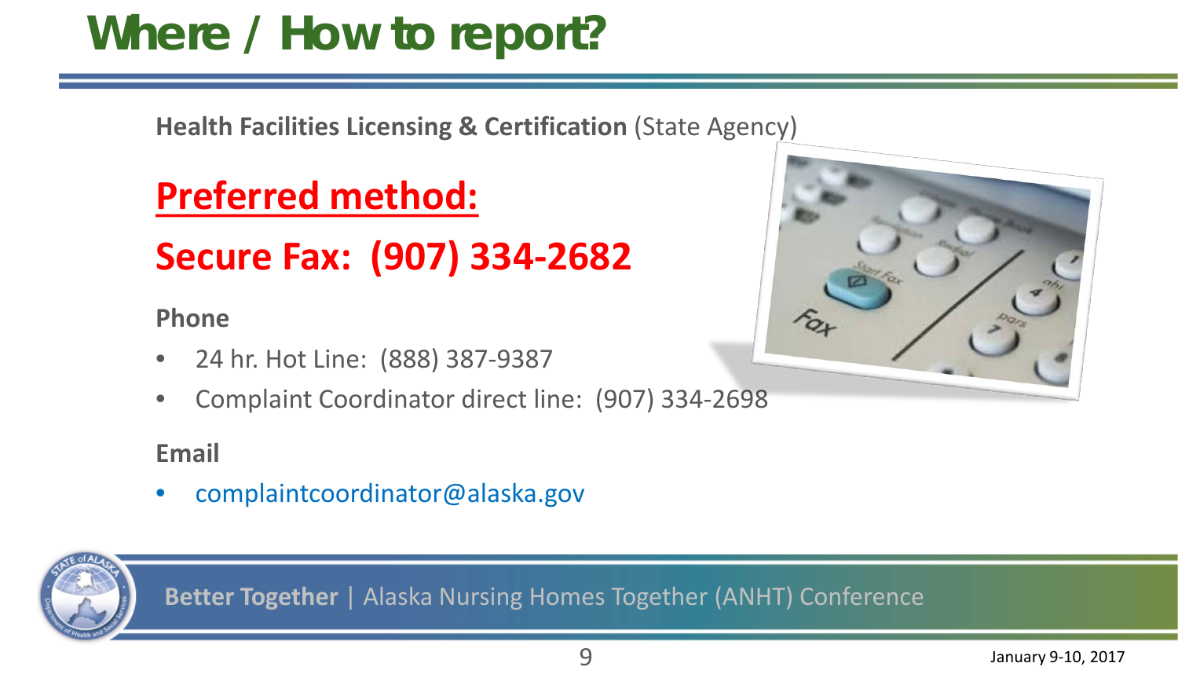# Where / How to report?

**Health Facilities Licensing & Certification** (State Agency)

## Preferred method:

## Secure Fax: (907) 334-2682

**Phone**

- 24 hr. Hot Line: (888) 387-9387
- Complaint Coordinator direct line: (907) 334-2698

**Email**

- complaintcoordinator@alaska.gov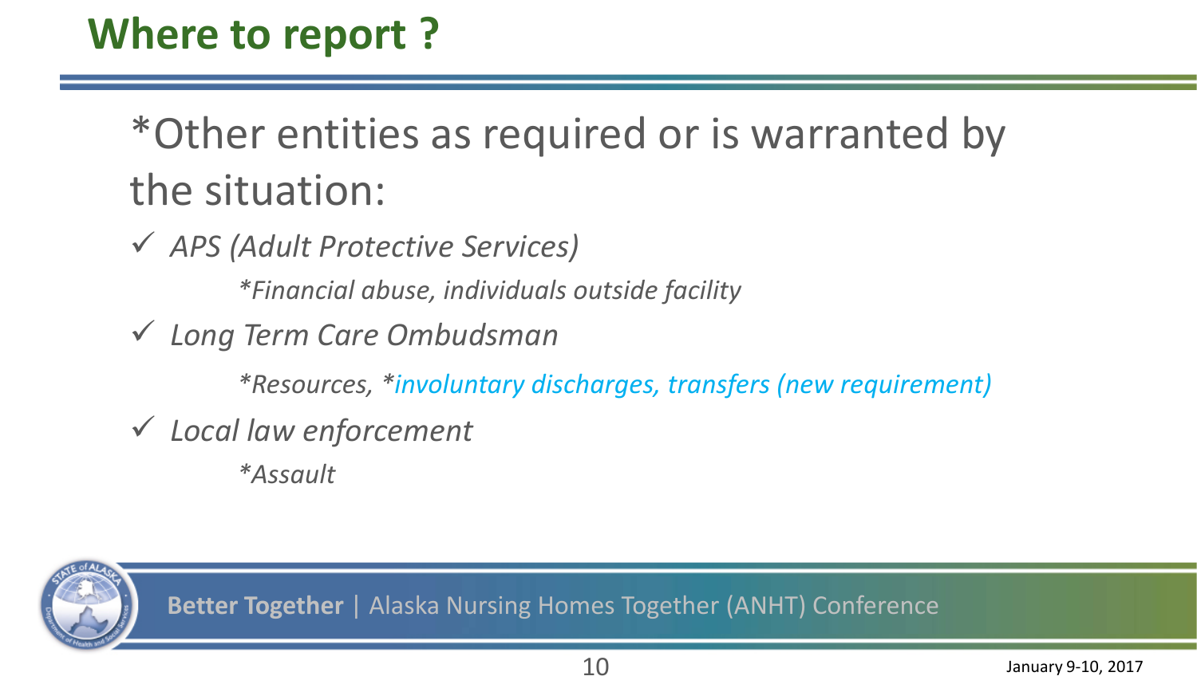# Where to report ?

*Other entities as required or is warranted by the situation:

- ✓ *APS (Adult Protective Services)*
  - *\*Financial abuse, individuals outside facility*
- ✓ *Long Term Care Ombudsman*
  - *\*Resources, \*involuntary discharges, transfers (new requirement)*
- ✓ *Local law enforcement*
  - *\*Assault*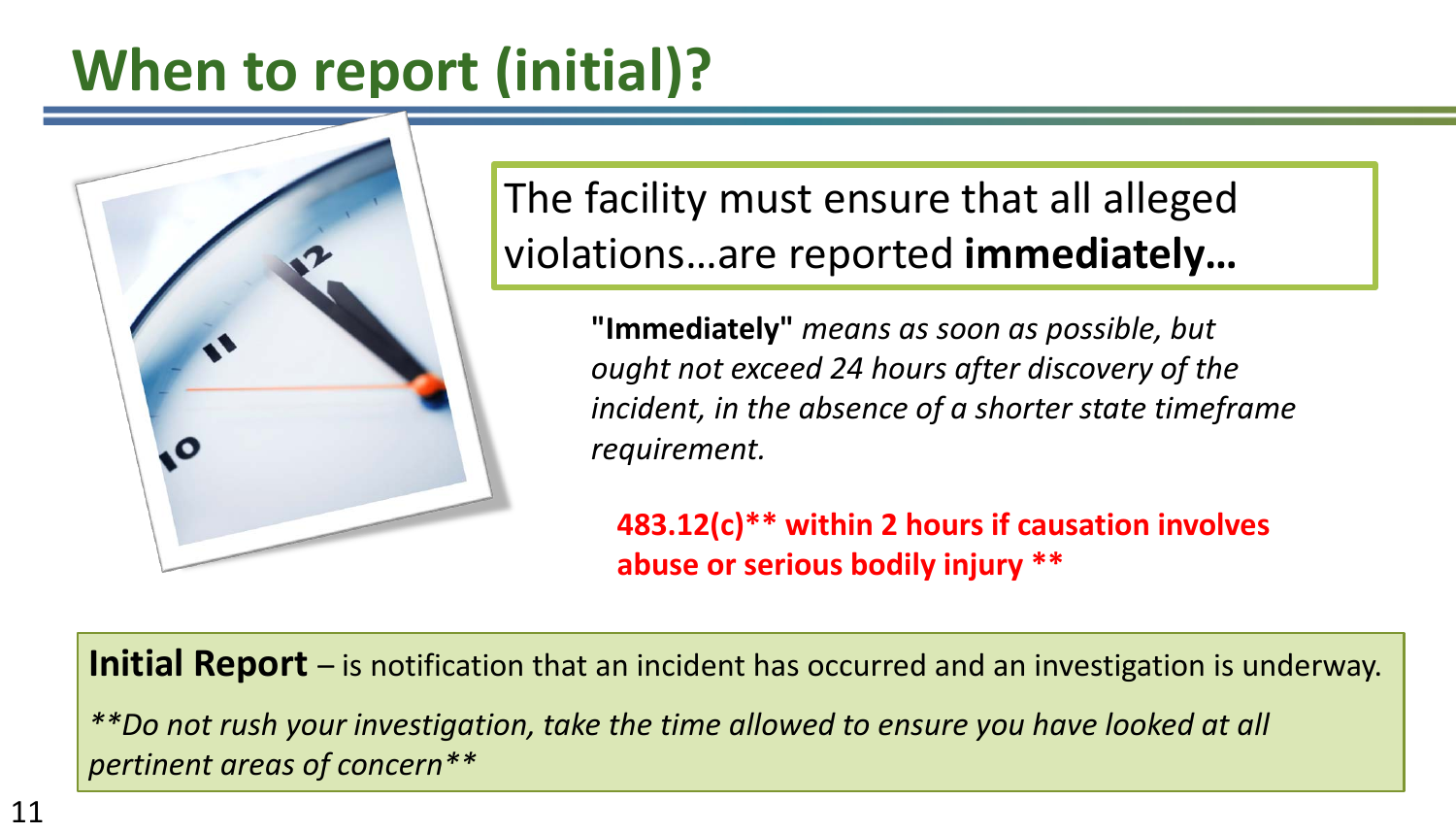# When to report (initial)?

The facility must ensure that all alleged violations…are reported **immediately…**

**"Immediately"** *means as soon as possible, but ought not exceed 24 hours after discovery of the incident, in the absence of a shorter state timeframe requirement.*

**483.12(c)** within 2 hours if causation involves abuse or serious bodily injury** **

**Initial Report** – is notification that an incident has occurred and an investigation is underway.

*\*\*Do not rush your investigation, take the time allowed to ensure you have looked at all pertinent areas of concern\*\**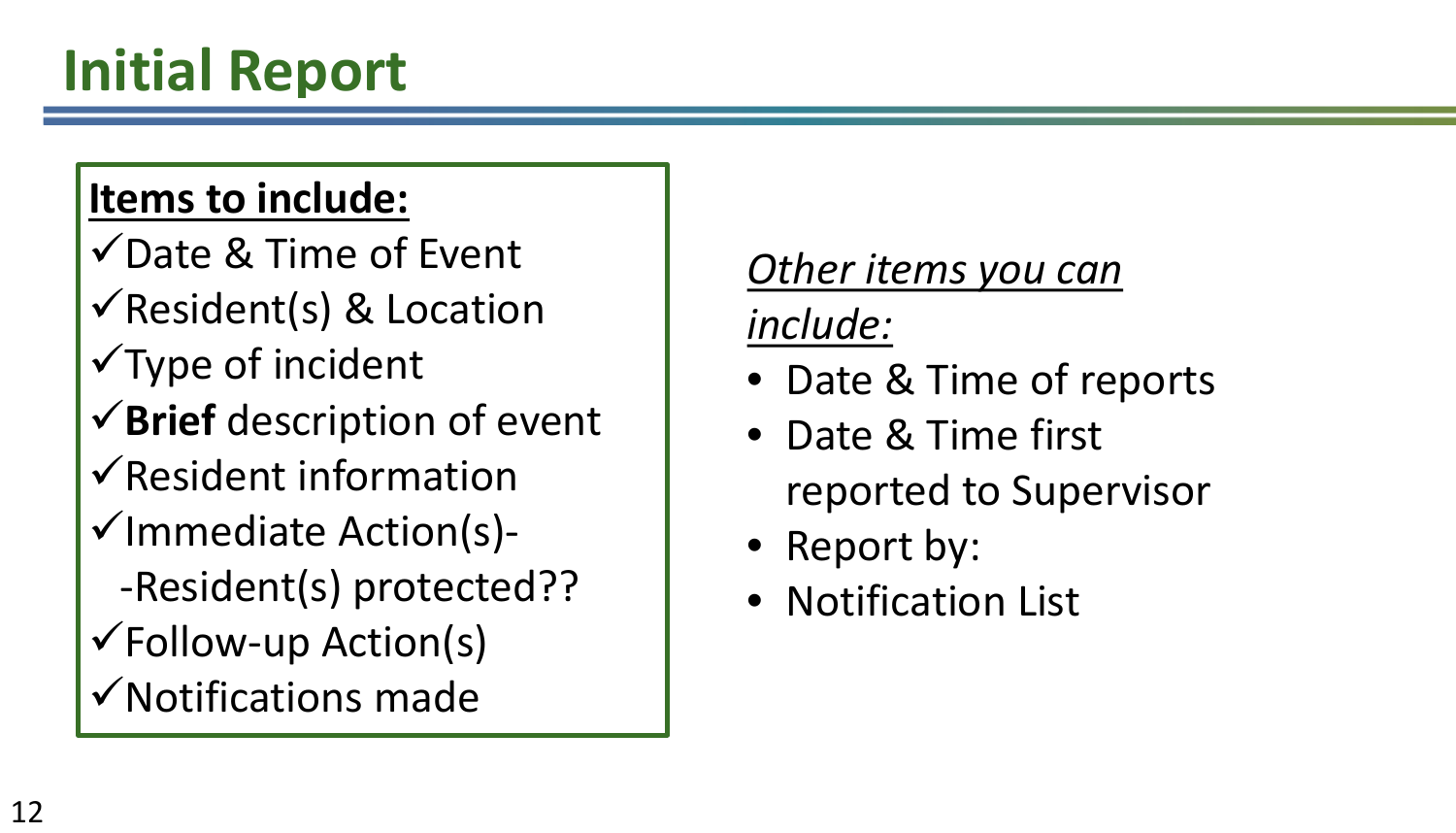# Initial Report

**Items to include:**

- ✓Date & Time of Event
- ✓Resident(s) & Location
- ✓Type of incident
- ✓**Brief** description of event
- ✓Resident information
- ✓Immediate Action(s)-
  -Resident(s) protected??
- ✓Follow-up Action(s)
- ✓Notifications made

*Other items you can include:*

- Date & Time of reports
- Date & Time first reported to Supervisor
- Report by:
- Notification List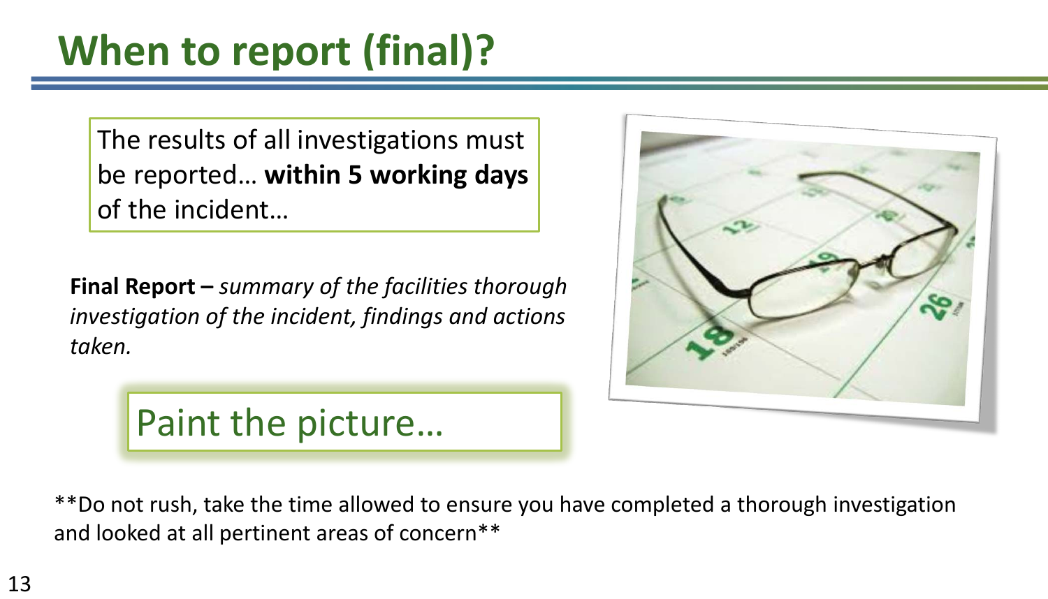# When to report (final)?

The results of all investigations must be reported… **within 5 working days** of the incident…

**Final Report –** *summary of the facilities thorough investigation of the incident, findings and actions taken.*

Paint the picture…

**Do not rush, take the time allowed to ensure you have completed a thorough investigation and looked at all pertinent areas of concern**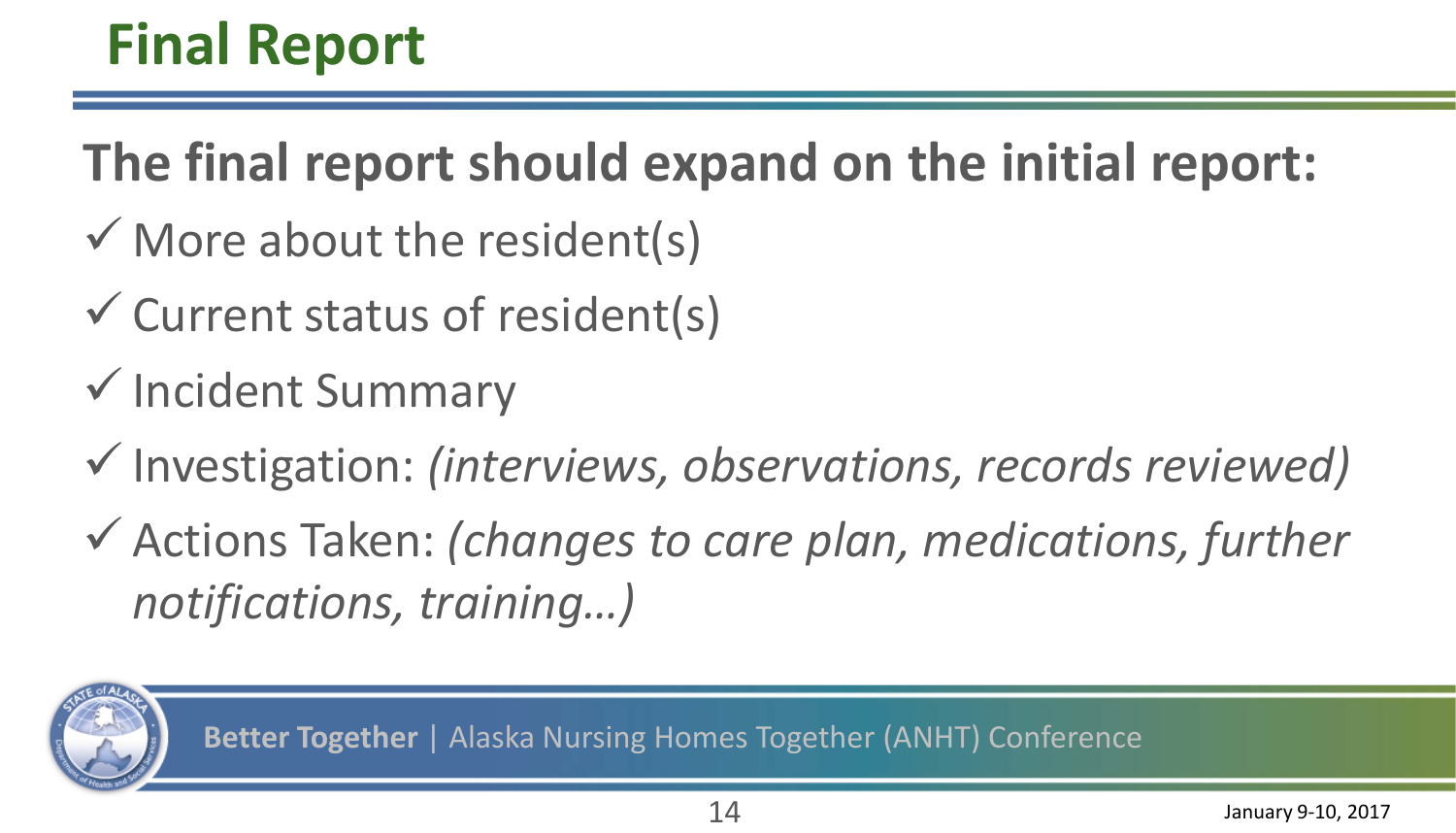# Final Report

**The final report should expand on the initial report:**

- ✓ More about the resident(s)
- ✓ Current status of resident(s)
- ✓ Incident Summary
- ✓ Investigation: *(interviews, observations, records reviewed)*
- ✓ Actions Taken: *(changes to care plan, medications, further notifications, training…)*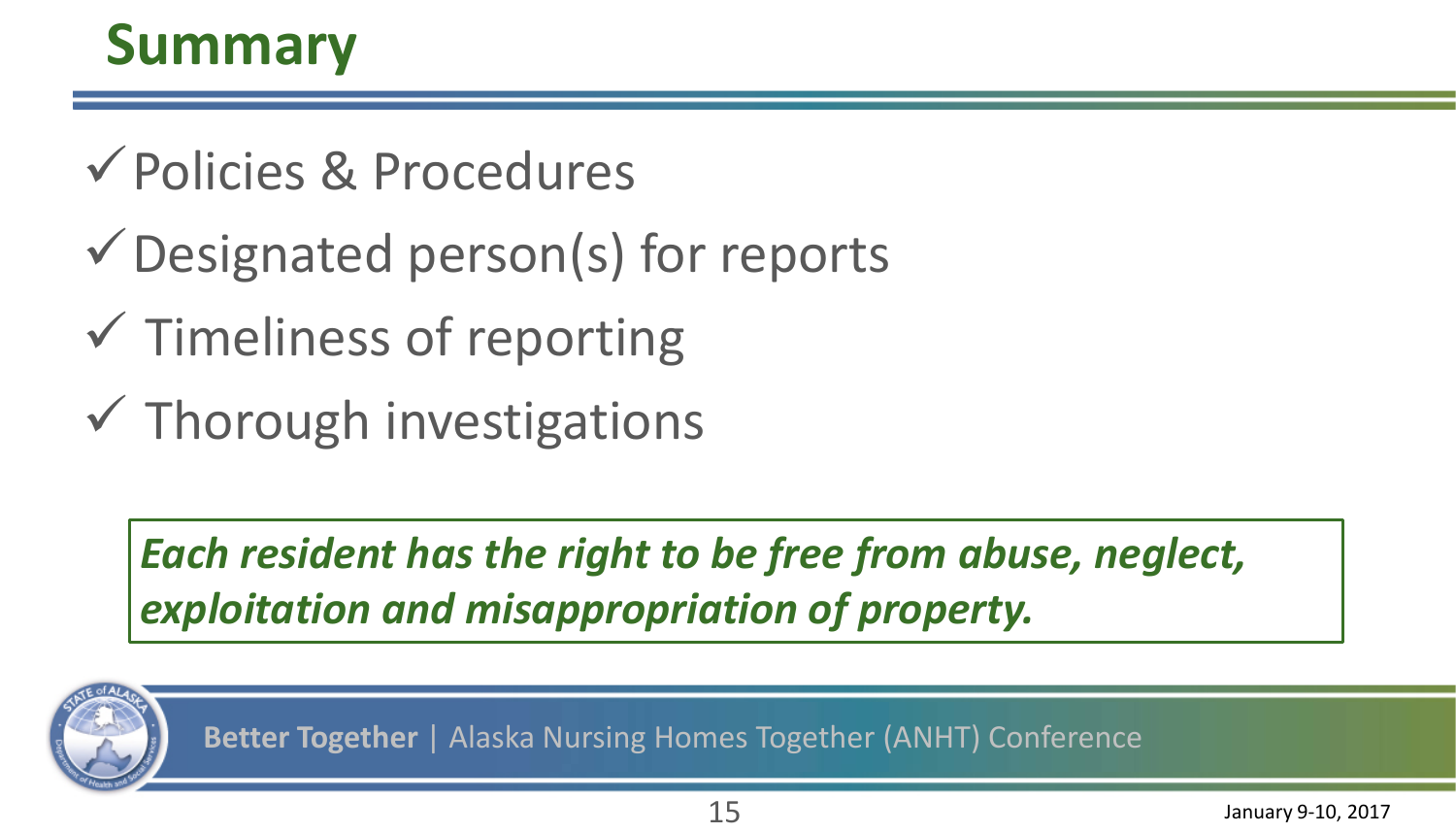# Summary

- ✓ Policies & Procedures
- ✓ Designated person(s) for reports
- ✓ Timeliness of reporting
- ✓ Thorough investigations

***Each resident has the right to be free from abuse, neglect, exploitation and misappropriation of property.***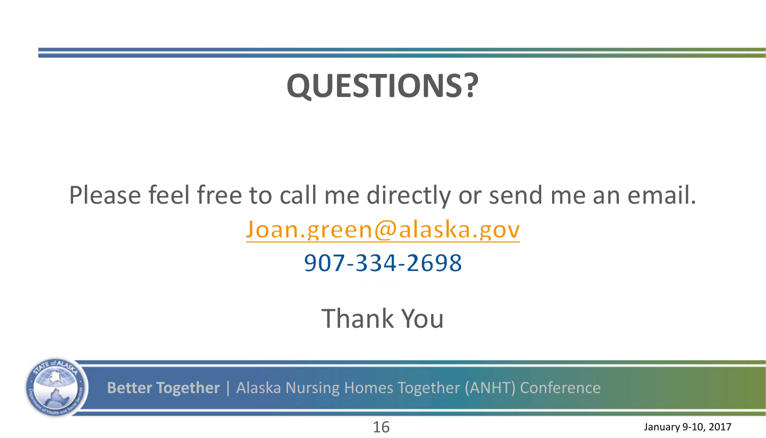# QUESTIONS?

Please feel free to call me directly or send me an email.

Joan.green@alaska.gov

907-334-2698

Thank You